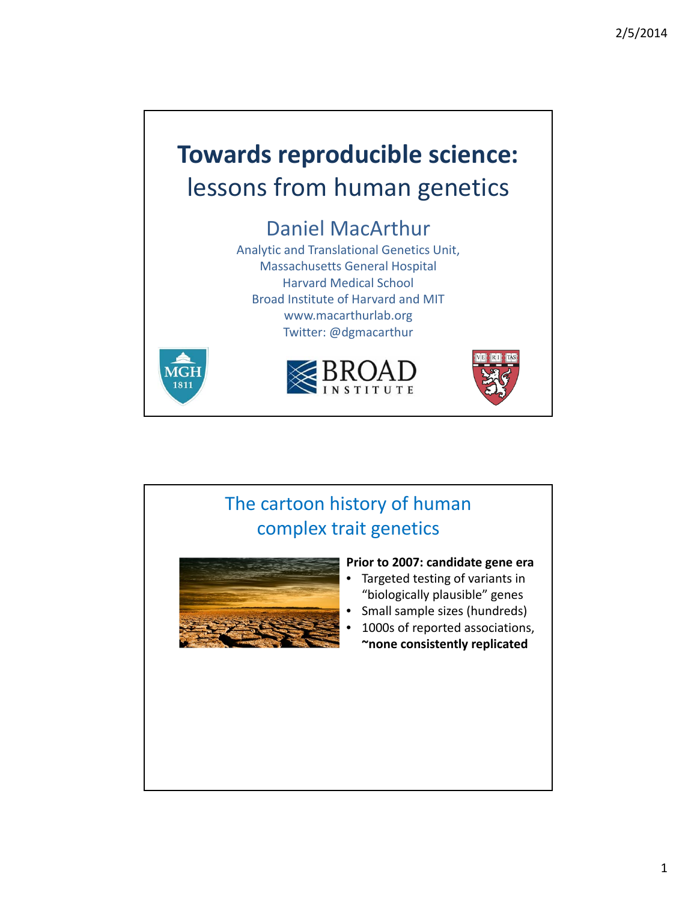# Towards reproducible science:
## lessons from human genetics

### Daniel MacArthur

Analytic and Translational Genetics Unit,
Massachusetts General Hospital
Harvard Medical School
Broad Institute of Harvard and MIT
www.macarthurlab.org
Twitter: @dgmacarthur

## The cartoon history of human complex trait genetics

**Prior to 2007: candidate gene era**

- Targeted testing of variants in "biologically plausible" genes
- Small sample sizes (hundreds)
- 1000s of reported associations, **~none consistently replicated**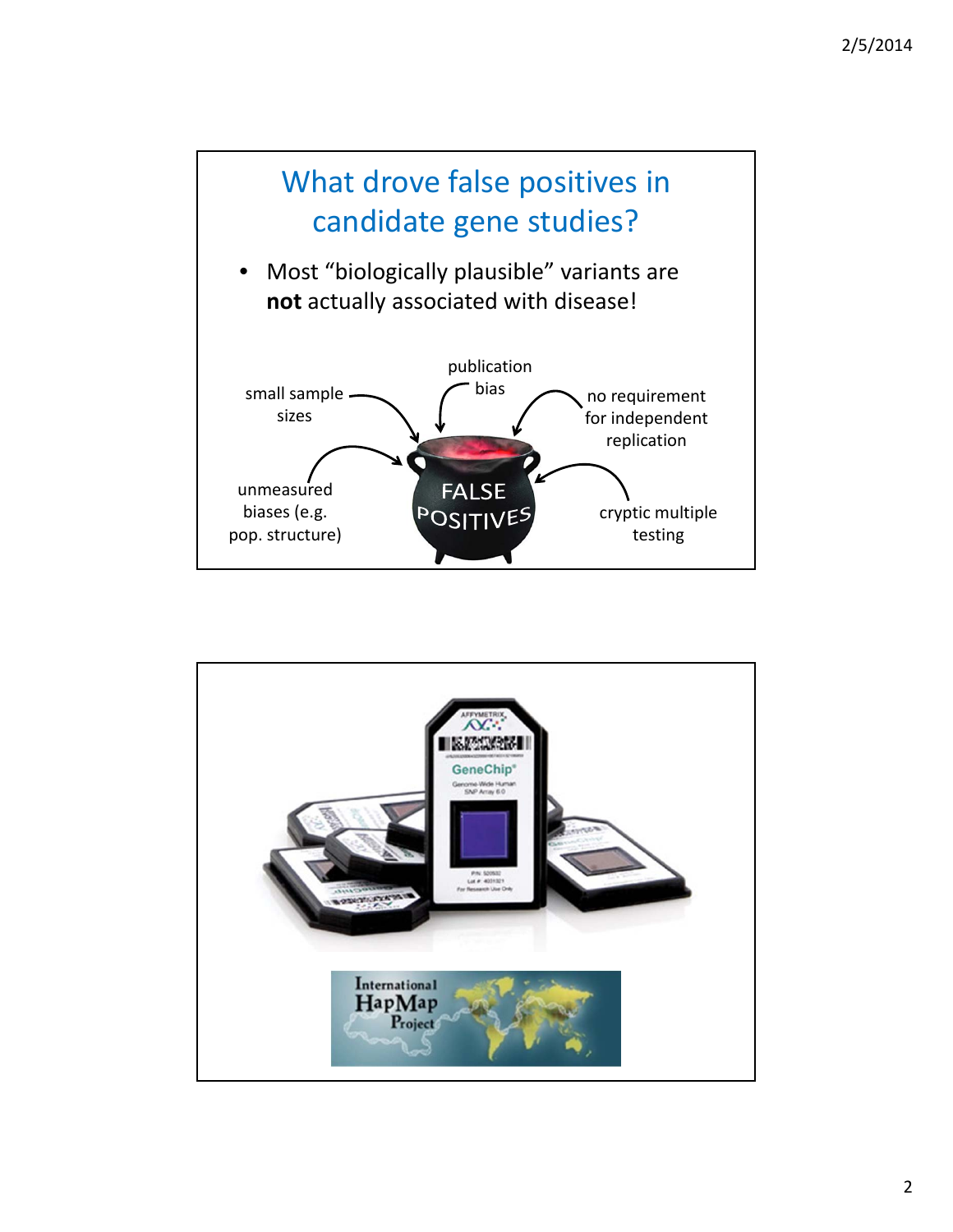## What drove false positives in candidate gene studies?

- Most "biologically plausible" variants are **not** actually associated with disease!

small sample sizes

publication bias

no requirement for independent replication

unmeasured biases (e.g. pop. structure)

FALSE POSITIVES

cryptic multiple testing

---

International HapMap Project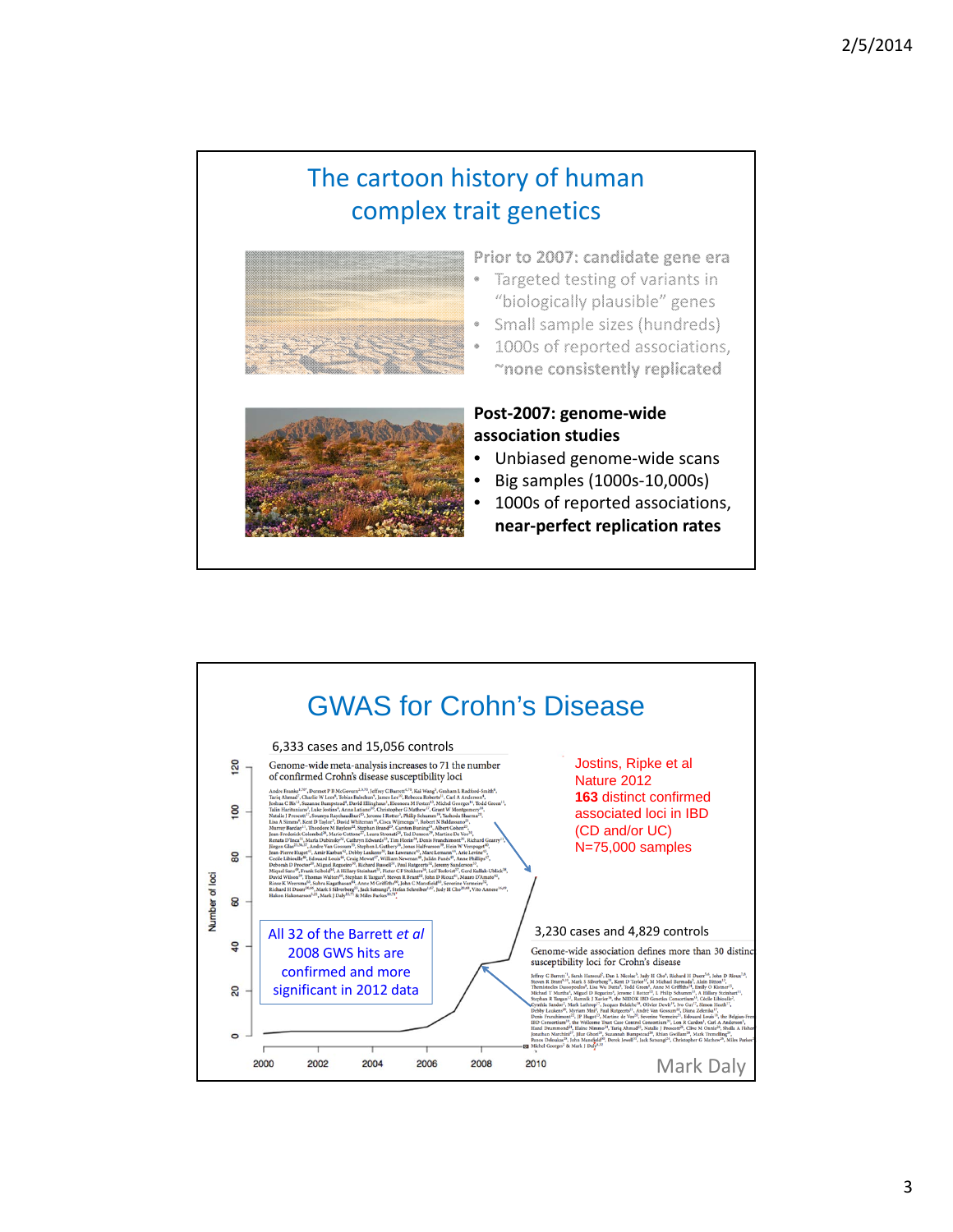# The cartoon history of human complex trait genetics

**Prior to 2007: candidate gene era**

- Targeted testing of variants in "biologically plausible" genes
- Small sample sizes (hundreds)
- 1000s of reported associations, ~none consistently replicated

**Post-2007: genome-wide association studies**

- Unbiased genome-wide scans
- Big samples (1000s-10,000s)
- 1000s of reported associations, **near-perfect replication rates**

# GWAS for Crohn's Disease

6,333 cases and 15,056 controls

Genome-wide meta-analysis increases to 71 the number of confirmed Crohn's disease susceptibility loci

Jostins, Ripke et al Nature 2012
**163** distinct confirmed associated loci in IBD (CD and/or UC)
N=75,000 samples

3,230 cases and 4,829 controls

Genome-wide association defines more than 30 distinct susceptibility loci for Crohn's disease

All 32 of the Barrett *et al* 2008 GWS hits are confirmed and more significant in 2012 data

Number of loci: 0, 20, 40, 60, 80, 100, 120

Year: 2000, 2002, 2004, 2006, 2008, 2010

Mark Daly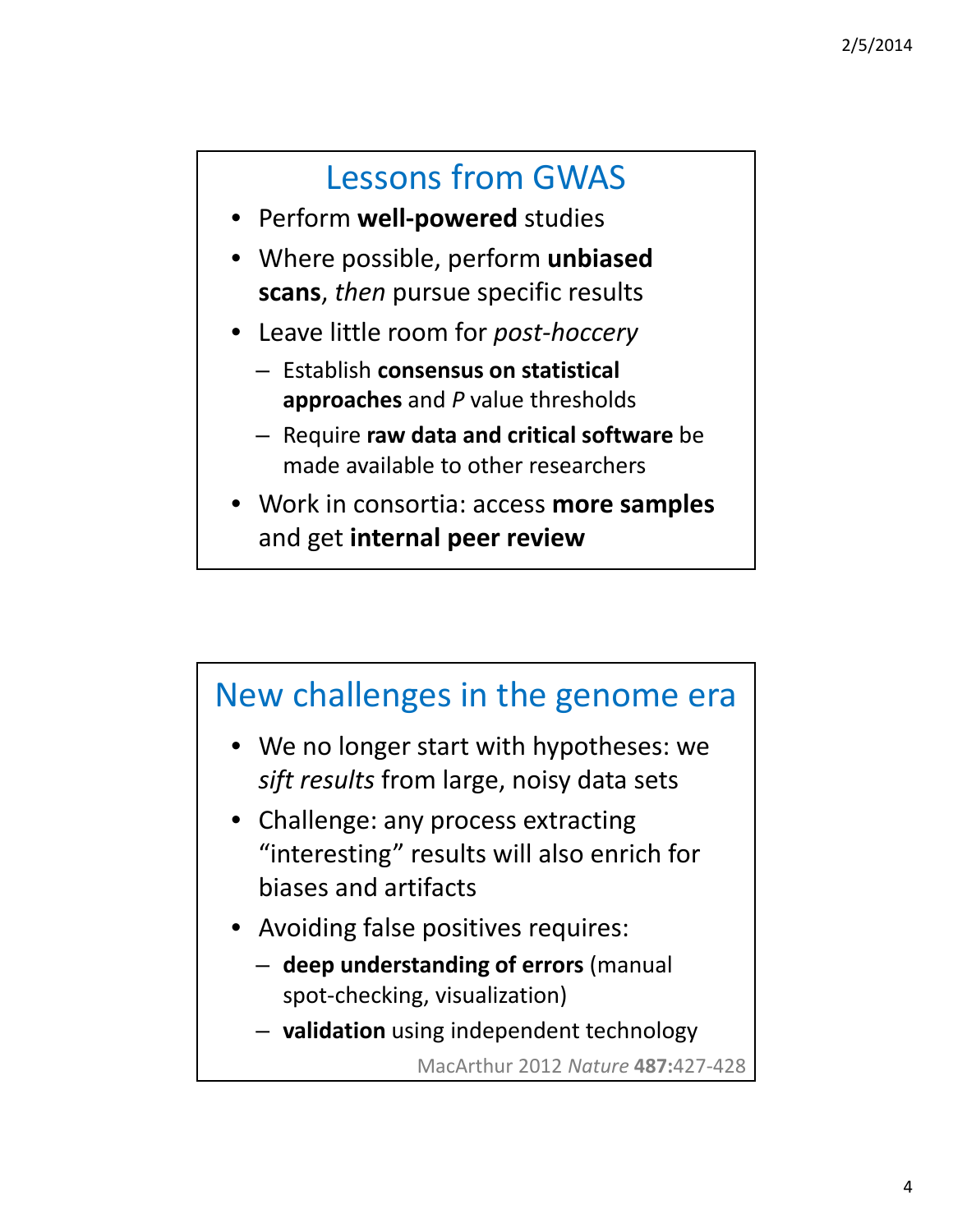## Lessons from GWAS

- Perform **well-powered** studies
- Where possible, perform **unbiased scans**, *then* pursue specific results
- Leave little room for *post-hoccery*
  - Establish **consensus on statistical approaches** and *P* value thresholds
  - Require **raw data and critical software** be made available to other researchers
- Work in consortia: access **more samples** and get **internal peer review**

## New challenges in the genome era

- We no longer start with hypotheses: we *sift results* from large, noisy data sets
- Challenge: any process extracting "interesting" results will also enrich for biases and artifacts
- Avoiding false positives requires:
  - **deep understanding of errors** (manual spot-checking, visualization)
  - **validation** using independent technology

MacArthur 2012 *Nature* **487:**427-428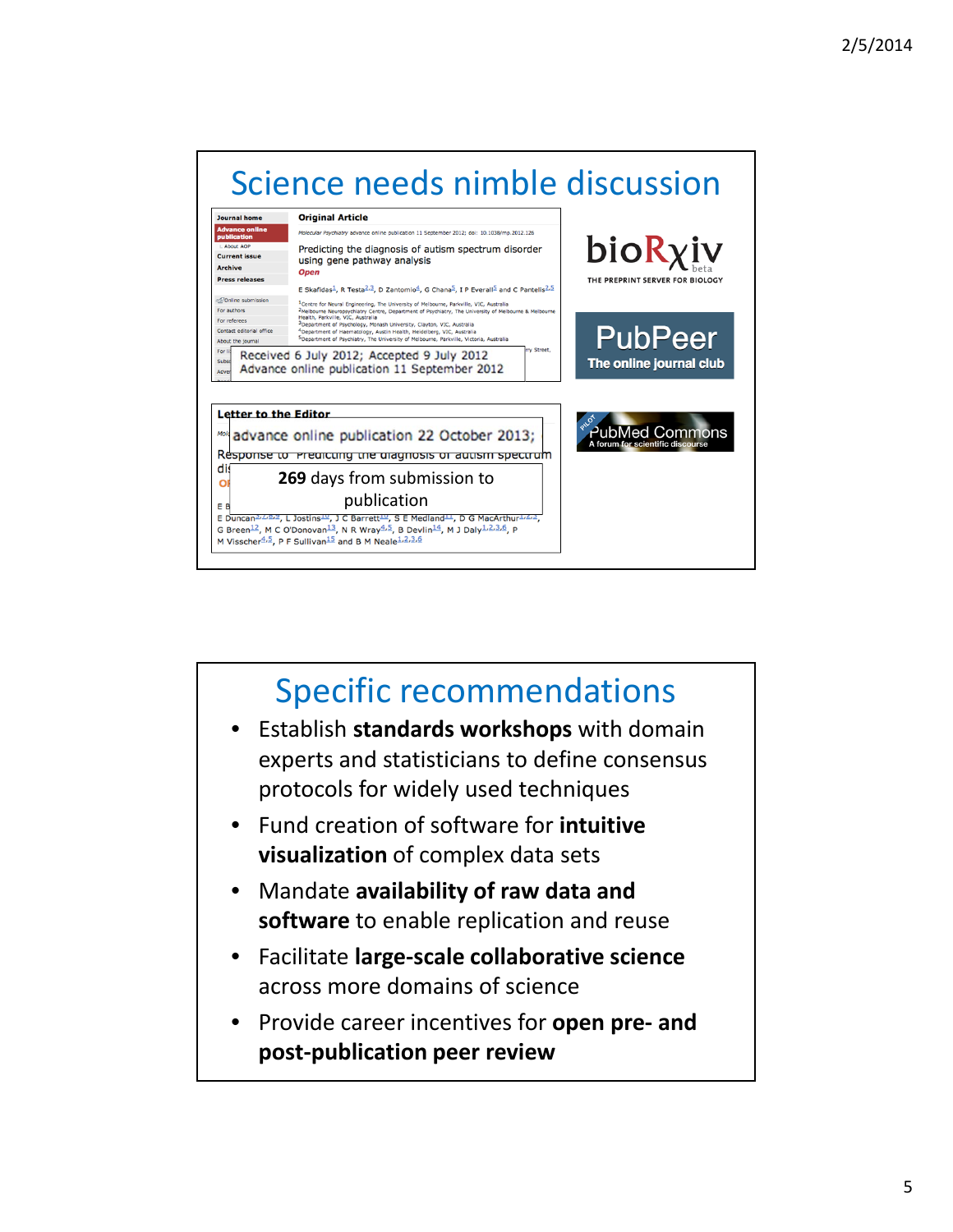# Science needs nimble discussion

Original Article

Molecular Psychiatry advance online publication 11 September 2012; doi: 10.1038/mp.2012.126

Predicting the diagnosis of autism spectrum disorder using gene pathway analysis

Open

E Skafidas[1], R Testa[2,3], D Zantomio[4], G Chana[5], I P Everall[5] and C Pantelis[2,5]

Received 6 July 2012; Accepted 9 July 2012
Advance online publication 11 September 2012

bioRxiv beta
THE PREPRINT SERVER FOR BIOLOGY

PubPeer
The online journal club

Letter to the Editor

advance online publication 22 October 2013;

Response to 'Predicting the diagnosis of autism spectrum disorder using gene pathway analysis'

269 days from submission to publication

E Duncan, L Jostins, J C Barrett, S E Medland, D G MacArthur, G Breen, M C O'Donovan, N R Wray, B Devlin, M J Daly, P M Visscher, P F Sullivan and B M Neale

PubMed Commons
A forum for scientific discourse

# Specific recommendations

- Establish **standards workshops** with domain experts and statisticians to define consensus protocols for widely used techniques
- Fund creation of software for **intuitive visualization** of complex data sets
- Mandate **availability of raw data and software** to enable replication and reuse
- Facilitate **large-scale collaborative science** across more domains of science
- Provide career incentives for **open pre- and post-publication peer review**